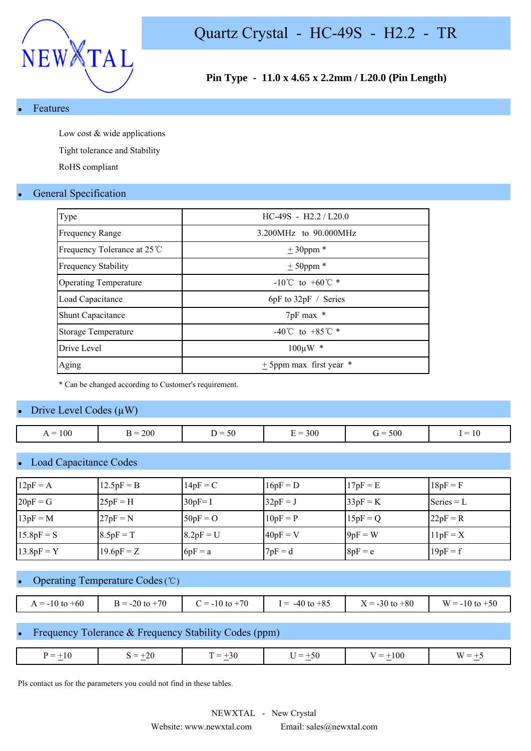NEWXTAL

# Quartz Crystal - HC-49S - H2.2 - TR

**Pin Type - 11.0 x 4.65 x 2.2mm / L20.0 (Pin Length)**

## • Features

Low cost & wide applications

Tight tolerance and Stability

RoHS compliant

## • General Specification

| | |
|---|---|
| Type | HC-49S - H2.2 / L20.0 |
| Frequency Range | 3.200MHz to 90.000MHz |
| Frequency Tolerance at 25℃ | ± 30ppm * |
| Frequency Stability | ± 50ppm * |
| Operating Temperature | -10℃ to +60℃ * |
| Load Capacitance | 6pF to 32pF / Series |
| Shunt Capacitance | 7pF max * |
| Storage Temperature | -40℃ to +85℃ * |
| Drive Level | 100µW * |
| Aging | ± 5ppm max first year * |

* Can be changed according to Customer's requirement.

## • Drive Level Codes (µW)

| | | | | | |
|---|---|---|---|---|---|
| A = 100 | B = 200 | D = 50 | E = 300 | G = 500 | I = 10 |

## • Load Capacitance Codes

| | | | | | |
|---|---|---|---|---|---|
| 12pF = A | 12.5pF = B | 14pF = C | 16pF = D | 17pF = E | 18pF = F |
| 20pF = G | 25pF = H | 30pF= I | 32pF = J | 33pF = K | Series = L |
| 13pF = M | 27pF = N | 50pF = O | 10pF = P | 15pF = Q | 22pF = R |
| 15.8pF = S | 8.5pF = T | 8.2pF = U | 40pF = V | 9pF = W | 11pF = X |
| 13.8pF = Y | 19.6pF = Z | 6pF = a | 7pF = d | 8pF = e | 19pF = f |

## • Operating Temperature Codes (℃)

| | | | | | |
|---|---|---|---|---|---|
| A = -10 to +60 | B = -20 to +70 | C = -10 to +70 | I = -40 to +85 | X = -30 to +80 | W = -10 to +50 |

## • Frequency Tolerance & Frequency Stability Codes (ppm)

| | | | | | |
|---|---|---|---|---|---|
| P = ±10 | S = ±20 | T = ±30 | U = ±50 | V = ±100 | W = ±5 |

Pls contact us for the parameters you could not find in these tables.

NEWXTAL - New Crystal

Website: www.newxtal.com Email: sales@newxtal.com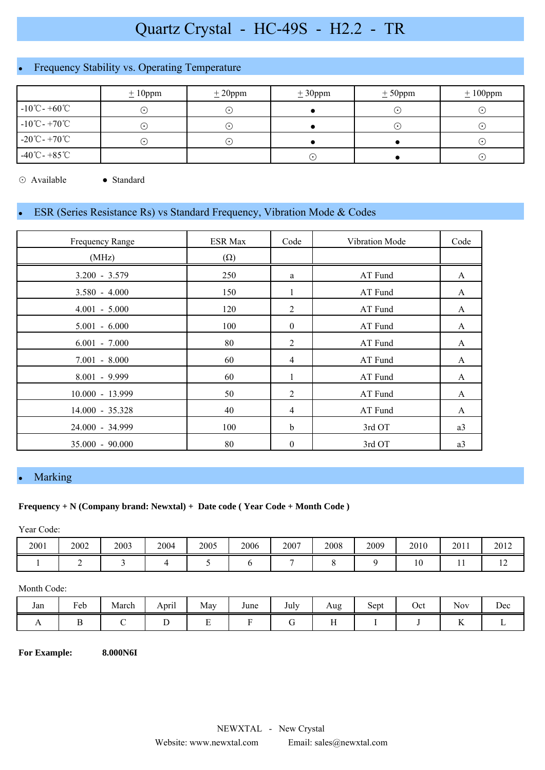# Quartz Crystal - HC-49S - H2.2 - TR

## Frequency Stability vs. Operating Temperature

| | ±10ppm | ±20ppm | ±30ppm | ±50ppm | ±100ppm |
|---|---|---|---|---|---|
| -10℃- +60℃ | ⊙ | ⊙ | ● | ⊙ | ⊙ |
| -10℃- +70℃ | ⊙ | ⊙ | ● | ⊙ | ⊙ |
| -20℃- +70℃ | ⊙ | ⊙ | ● | ● | ⊙ |
| -40℃- +85℃ | | | ⊙ | ● | ⊙ |

⊙ Available  ● Standard

## ESR (Series Resistance Rs) vs Standard Frequency, Vibration Mode & Codes

| Frequency Range | ESR Max | Code | Vibration Mode | Code |
|---|---|---|---|---|
| (MHz) | (Ω) | | | |
| 3.200 - 3.579 | 250 | a | AT Fund | A |
| 3.580 - 4.000 | 150 | 1 | AT Fund | A |
| 4.001 - 5.000 | 120 | 2 | AT Fund | A |
| 5.001 - 6.000 | 100 | 0 | AT Fund | A |
| 6.001 - 7.000 | 80 | 2 | AT Fund | A |
| 7.001 - 8.000 | 60 | 4 | AT Fund | A |
| 8.001 - 9.999 | 60 | 1 | AT Fund | A |
| 10.000 - 13.999 | 50 | 2 | AT Fund | A |
| 14.000 - 35.328 | 40 | 4 | AT Fund | A |
| 24.000 - 34.999 | 100 | b | 3rd OT | a3 |
| 35.000 - 90.000 | 80 | 0 | 3rd OT | a3 |

## Marking

**Frequency + N (Company brand: Newxtal) + Date code ( Year Code + Month Code )**

Year Code:

| 2001 | 2002 | 2003 | 2004 | 2005 | 2006 | 2007 | 2008 | 2009 | 2010 | 2011 | 2012 |
|---|---|---|---|---|---|---|---|---|---|---|---|
| 1 | 2 | 3 | 4 | 5 | 6 | 7 | 8 | 9 | 10 | 11 | 12 |

Month Code:

| Jan | Feb | March | April | May | June | July | Aug | Sept | Oct | Nov | Dec |
|---|---|---|---|---|---|---|---|---|---|---|---|
| A | B | C | D | E | F | G | H | I | J | K | L |

**For Example:** **8.000N6I**

NEWXTAL - New Crystal

Website: www.newxtal.com Email: sales@newxtal.com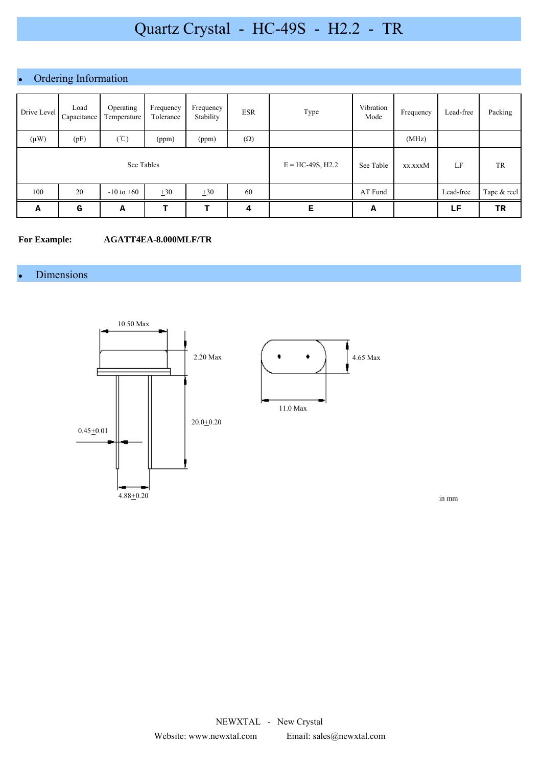# Quartz Crystal - HC-49S - H2.2 - TR

## Ordering Information

| Drive Level | Load Capacitance | Operating Temperature | Frequency Tolerance | Frequency Stability | ESR | Type | Vibration Mode | Frequency | Lead-free | Packing |
|---|---|---|---|---|---|---|---|---|---|---|
| (μW) | (pF) | (℃) | (ppm) | (ppm) | (Ω) | | | (MHz) | | |
| See Tables | | | | | | E = HC-49S, H2.2 | See Table | xx.xxxM | LF | TR |
| 100 | 20 | -10 to +60 | ±30 | ±30 | 60 | | AT Fund | | Lead-free | Tape & reel |
| **A** | **G** | **A** | **T** | **T** | **4** | **E** | **A** | | **LF** | **TR** |

**For Example:** **AGATT4EA-8.000MLF/TR**

## Dimensions

10.50 Max

2.20 Max

20.0±0.20

0.45±0.01

4.88±0.20

4.65 Max

11.0 Max

in mm

NEWXTAL - New Crystal

Website: www.newxtal.com Email: sales@newxtal.com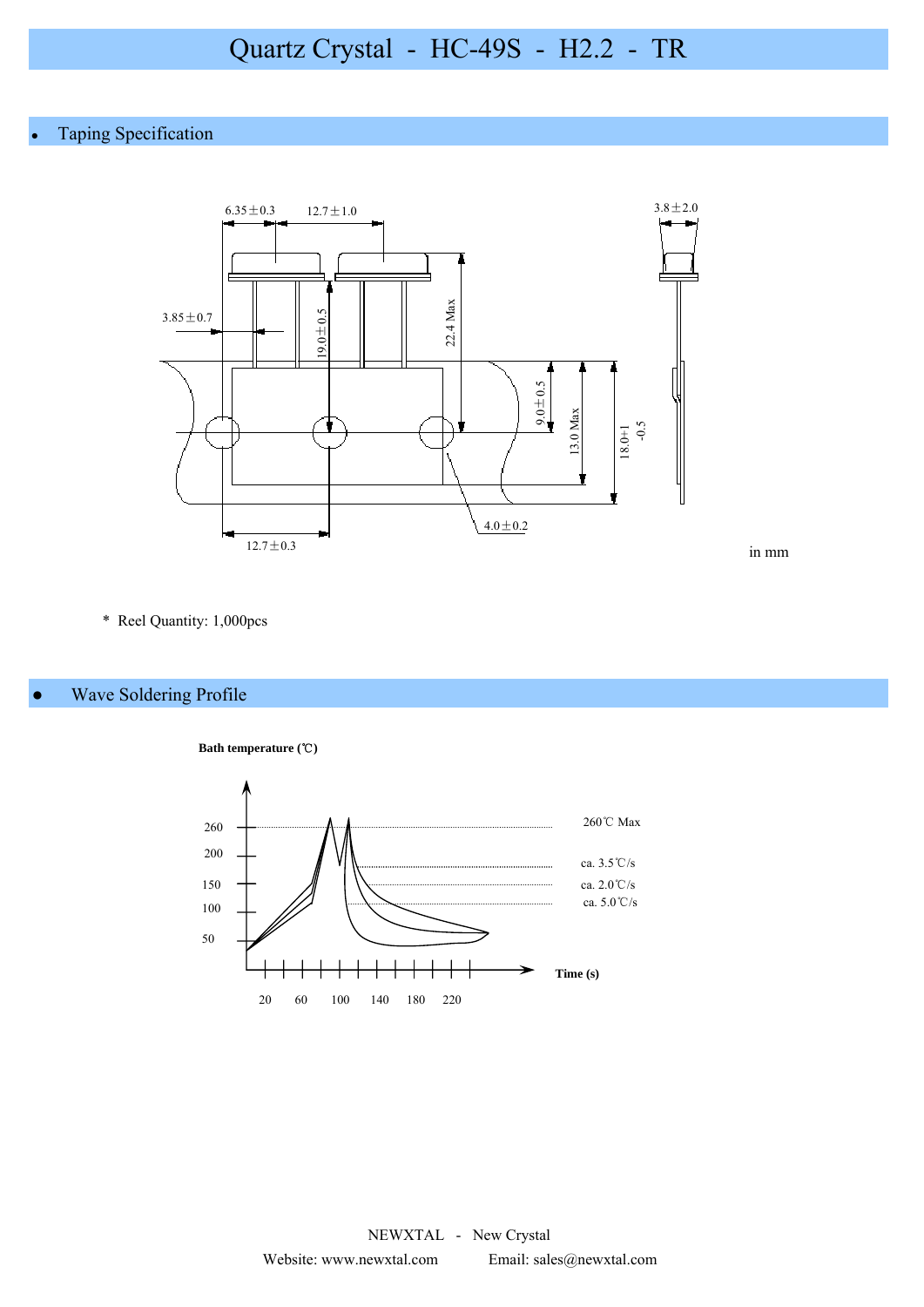# Quartz Crystal - HC-49S - H2.2 - TR

## Taping Specification

6.35±0.3
12.7±1.0
3.8±2.0
3.85±0.7
19.0±0.5
22.4 Max
9.0±0.5
13.0 Max
18.0+1 -0.5
4.0±0.2
12.7±0.3

in mm

\* Reel Quantity: 1,000pcs

## Wave Soldering Profile

Bath temperature (℃)

260
200
150
100
50

260℃ Max
ca. 3.5℃/s
ca. 2.0℃/s
ca. 5.0℃/s

Time (s)

20 60 100 140 180 220

NEWXTAL - New Crystal

Website: www.newxtal.com Email: sales@newxtal.com